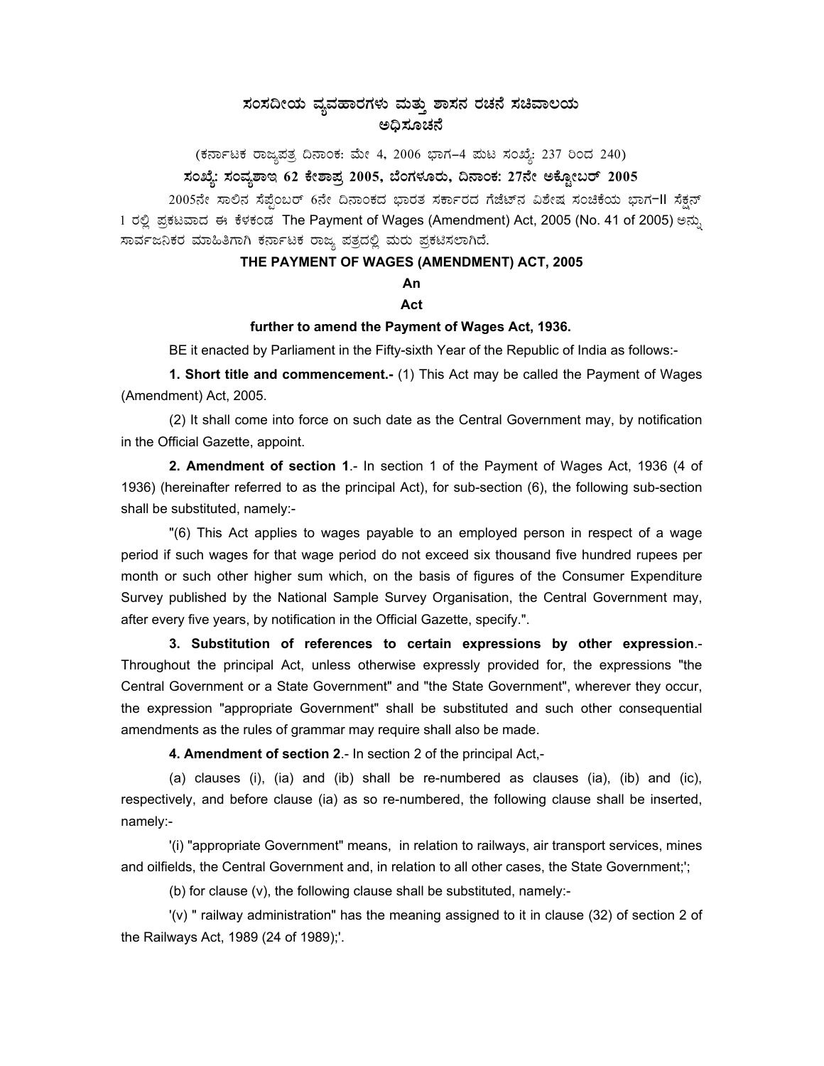# ಸಂಸದೀಯ ವ್ಯವಹಾರಗಳು ಮತ್ತು ಶಾಸನ ರಚನೆ ಸಚಿವಾಲಯ
## ಅಧಿಸೂಚನೆ

(ಕರ್ನಾಟಕ ರಾಜ್ಯಪತ್ರ ದಿನಾಂಕ: ಮೇ 4, 2006 ಭಾಗ–4 ಪುಟ ಸಂಖ್ಯೆ: 237 ರಿಂದ 240)

**ಸಂಖ್ಯೆ: ಸಂವ್ಯಶಾಇ 62 ಕೇಶಾಪ್ರ 2005, ಬೆಂಗಳೂರು, ದಿನಾಂಕ: 27ನೇ ಅಕ್ಟೋಬರ್ 2005**

2005ನೇ ಸಾಲಿನ ಸೆಪ್ಟೆಂಬರ್ 6ನೇ ದಿನಾಂಕದ ಭಾರತ ಸರ್ಕಾರದ ಗೆಜೆಟ್‌ನ ವಿಶೇಷ ಸಂಚಿಕೆಯ ಭಾಗ-II ಸೆಕ್ಷನ್ 1 ರಲ್ಲಿ ಪ್ರಕಟವಾದ ಈ ಕೆಳಕಂಡ The Payment of Wages (Amendment) Act, 2005 (No. 41 of 2005) ಅನ್ನು ಸಾರ್ವಜನಿಕರ ಮಾಹಿತಿಗಾಗಿ ಕರ್ನಾಟಕ ರಾಜ್ಯ ಪತ್ರದಲ್ಲಿ ಮರು ಪ್ರಕಟಿಸಲಾಗಿದೆ.

## THE PAYMENT OF WAGES (AMENDMENT) ACT, 2005

**An**

**Act**

**further to amend the Payment of Wages Act, 1936.**

BE it enacted by Parliament in the Fifty-sixth Year of the Republic of India as follows:-

**1. Short title and commencement.-** (1) This Act may be called the Payment of Wages (Amendment) Act, 2005.

(2) It shall come into force on such date as the Central Government may, by notification in the Official Gazette, appoint.

**2. Amendment of section 1**.- In section 1 of the Payment of Wages Act, 1936 (4 of 1936) (hereinafter referred to as the principal Act), for sub-section (6), the following sub-section shall be substituted, namely:-

"(6) This Act applies to wages payable to an employed person in respect of a wage period if such wages for that wage period do not exceed six thousand five hundred rupees per month or such other higher sum which, on the basis of figures of the Consumer Expenditure Survey published by the National Sample Survey Organisation, the Central Government may, after every five years, by notification in the Official Gazette, specify.".

**3. Substitution of references to certain expressions by other expression**.- Throughout the principal Act, unless otherwise expressly provided for, the expressions "the Central Government or a State Government" and "the State Government", wherever they occur, the expression "appropriate Government" shall be substituted and such other consequential amendments as the rules of grammar may require shall also be made.

**4. Amendment of section 2**.- In section 2 of the principal Act,-

(a) clauses (i), (ia) and (ib) shall be re-numbered as clauses (ia), (ib) and (ic), respectively, and before clause (ia) as so re-numbered, the following clause shall be inserted, namely:-

'(i) "appropriate Government" means, in relation to railways, air transport services, mines and oilfields, the Central Government and, in relation to all other cases, the State Government;';

(b) for clause (v), the following clause shall be substituted, namely:-

'(v) " railway administration" has the meaning assigned to it in clause (32) of section 2 of the Railways Act, 1989 (24 of 1989);'.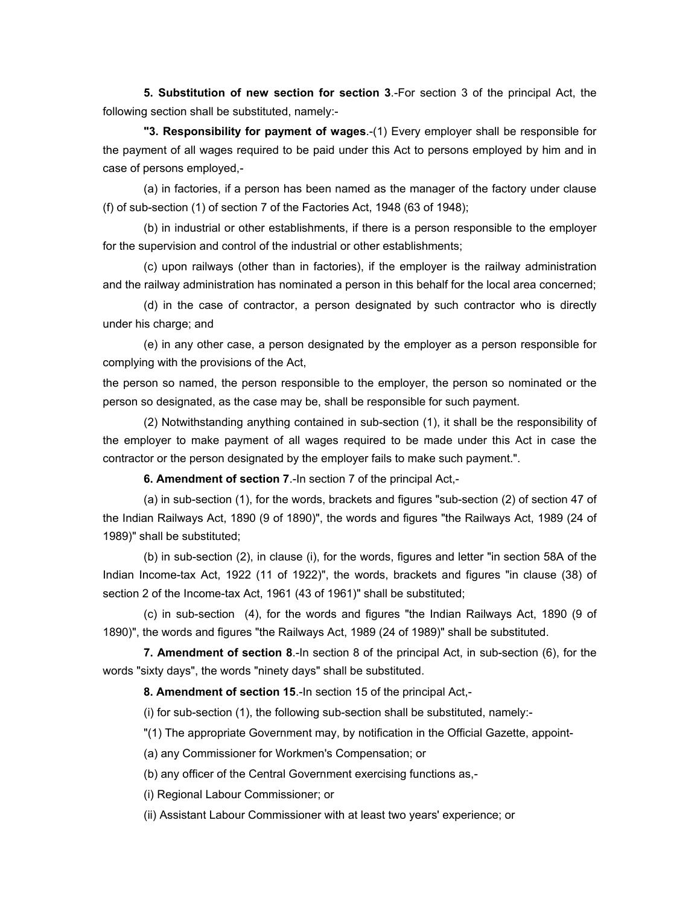**5. Substitution of new section for section 3**.-For section 3 of the principal Act, the following section shall be substituted, namely:-

**"3. Responsibility for payment of wages**.-(1) Every employer shall be responsible for the payment of all wages required to be paid under this Act to persons employed by him and in case of persons employed,-

(a) in factories, if a person has been named as the manager of the factory under clause (f) of sub-section (1) of section 7 of the Factories Act, 1948 (63 of 1948);

(b) in industrial or other establishments, if there is a person responsible to the employer for the supervision and control of the industrial or other establishments;

(c) upon railways (other than in factories), if the employer is the railway administration and the railway administration has nominated a person in this behalf for the local area concerned;

(d) in the case of contractor, a person designated by such contractor who is directly under his charge; and

(e) in any other case, a person designated by the employer as a person responsible for complying with the provisions of the Act,

the person so named, the person responsible to the employer, the person so nominated or the person so designated, as the case may be, shall be responsible for such payment.

(2) Notwithstanding anything contained in sub-section (1), it shall be the responsibility of the employer to make payment of all wages required to be made under this Act in case the contractor or the person designated by the employer fails to make such payment.".

**6. Amendment of section 7**.-In section 7 of the principal Act,-

(a) in sub-section (1), for the words, brackets and figures "sub-section (2) of section 47 of the Indian Railways Act, 1890 (9 of 1890)", the words and figures "the Railways Act, 1989 (24 of 1989)" shall be substituted;

(b) in sub-section (2), in clause (i), for the words, figures and letter "in section 58A of the Indian Income-tax Act, 1922 (11 of 1922)", the words, brackets and figures "in clause (38) of section 2 of the Income-tax Act, 1961 (43 of 1961)" shall be substituted;

(c) in sub-section (4), for the words and figures "the Indian Railways Act, 1890 (9 of 1890)", the words and figures "the Railways Act, 1989 (24 of 1989)" shall be substituted.

**7. Amendment of section 8**.-In section 8 of the principal Act, in sub-section (6), for the words "sixty days", the words "ninety days" shall be substituted.

**8. Amendment of section 15**.-In section 15 of the principal Act,-

(i) for sub-section (1), the following sub-section shall be substituted, namely:-

"(1) The appropriate Government may, by notification in the Official Gazette, appoint-

(a) any Commissioner for Workmen's Compensation; or

(b) any officer of the Central Government exercising functions as,-

(i) Regional Labour Commissioner; or

(ii) Assistant Labour Commissioner with at least two years' experience; or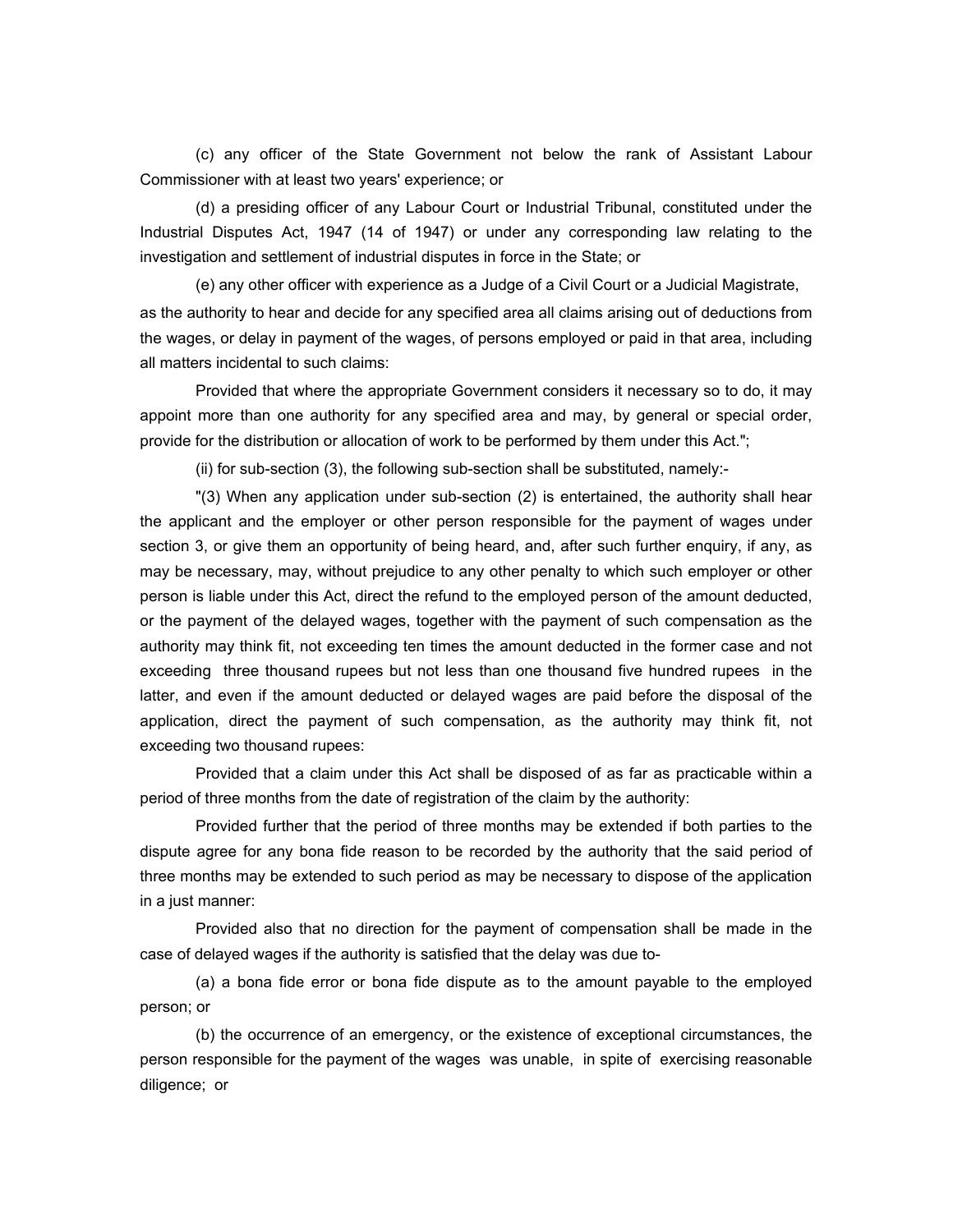(c) any officer of the State Government not below the rank of Assistant Labour Commissioner with at least two years' experience; or

(d) a presiding officer of any Labour Court or Industrial Tribunal, constituted under the Industrial Disputes Act, 1947 (14 of 1947) or under any corresponding law relating to the investigation and settlement of industrial disputes in force in the State; or

(e) any other officer with experience as a Judge of a Civil Court or a Judicial Magistrate,

as the authority to hear and decide for any specified area all claims arising out of deductions from the wages, or delay in payment of the wages, of persons employed or paid in that area, including all matters incidental to such claims:

Provided that where the appropriate Government considers it necessary so to do, it may appoint more than one authority for any specified area and may, by general or special order, provide for the distribution or allocation of work to be performed by them under this Act.";

(ii) for sub-section (3), the following sub-section shall be substituted, namely:-

"(3) When any application under sub-section (2) is entertained, the authority shall hear the applicant and the employer or other person responsible for the payment of wages under section 3, or give them an opportunity of being heard, and, after such further enquiry, if any, as may be necessary, may, without prejudice to any other penalty to which such employer or other person is liable under this Act, direct the refund to the employed person of the amount deducted, or the payment of the delayed wages, together with the payment of such compensation as the authority may think fit, not exceeding ten times the amount deducted in the former case and not exceeding three thousand rupees but not less than one thousand five hundred rupees in the latter, and even if the amount deducted or delayed wages are paid before the disposal of the application, direct the payment of such compensation, as the authority may think fit, not exceeding two thousand rupees:

Provided that a claim under this Act shall be disposed of as far as practicable within a period of three months from the date of registration of the claim by the authority:

Provided further that the period of three months may be extended if both parties to the dispute agree for any bona fide reason to be recorded by the authority that the said period of three months may be extended to such period as may be necessary to dispose of the application in a just manner:

Provided also that no direction for the payment of compensation shall be made in the case of delayed wages if the authority is satisfied that the delay was due to-

(a) a bona fide error or bona fide dispute as to the amount payable to the employed person; or

(b) the occurrence of an emergency, or the existence of exceptional circumstances, the person responsible for the payment of the wages was unable, in spite of exercising reasonable diligence; or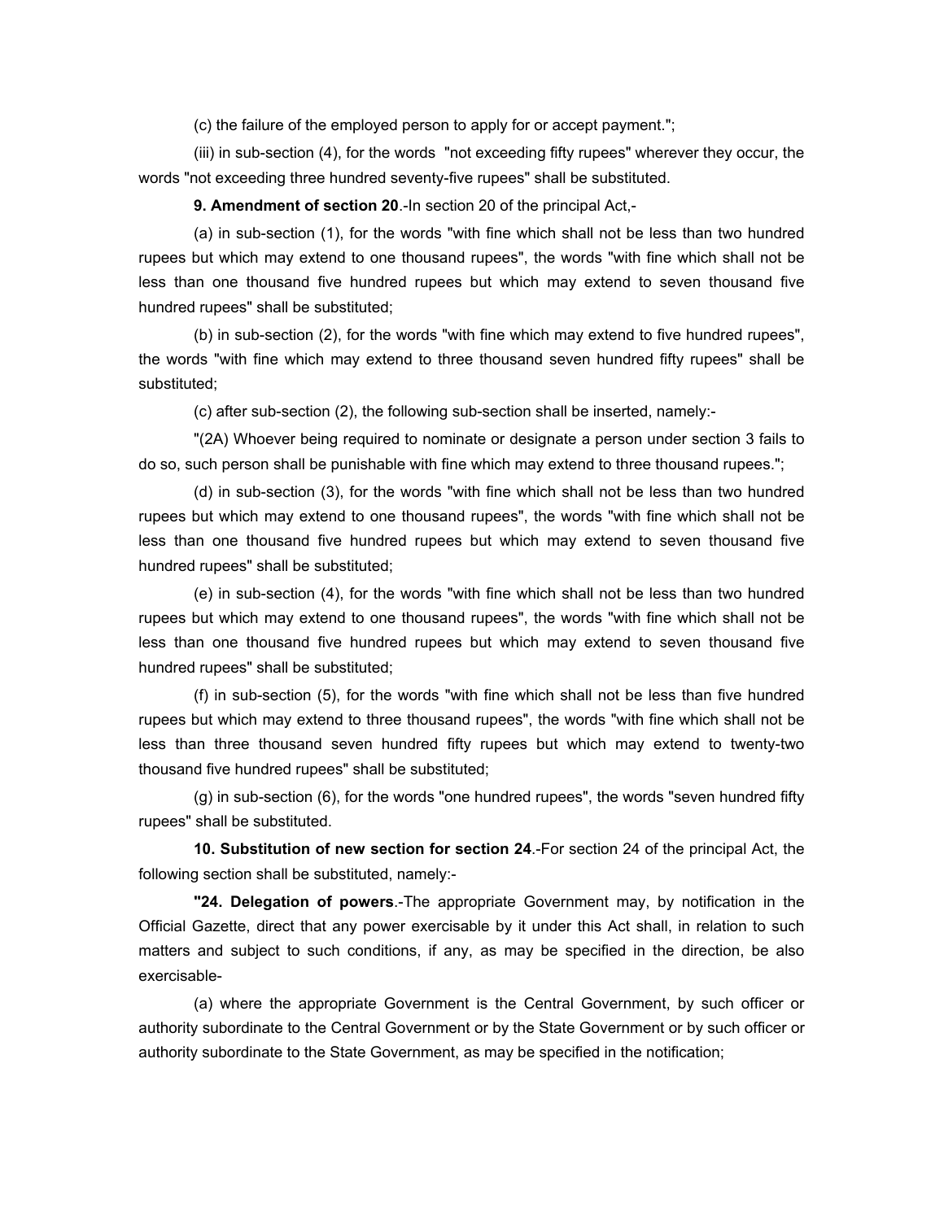(c) the failure of the employed person to apply for or accept payment.";

(iii) in sub-section (4), for the words "not exceeding fifty rupees" wherever they occur, the words "not exceeding three hundred seventy-five rupees" shall be substituted.

**9. Amendment of section 20**.-In section 20 of the principal Act,-

(a) in sub-section (1), for the words "with fine which shall not be less than two hundred rupees but which may extend to one thousand rupees", the words "with fine which shall not be less than one thousand five hundred rupees but which may extend to seven thousand five hundred rupees" shall be substituted;

(b) in sub-section (2), for the words "with fine which may extend to five hundred rupees", the words "with fine which may extend to three thousand seven hundred fifty rupees" shall be substituted;

(c) after sub-section (2), the following sub-section shall be inserted, namely:-

"(2A) Whoever being required to nominate or designate a person under section 3 fails to do so, such person shall be punishable with fine which may extend to three thousand rupees.";

(d) in sub-section (3), for the words "with fine which shall not be less than two hundred rupees but which may extend to one thousand rupees", the words "with fine which shall not be less than one thousand five hundred rupees but which may extend to seven thousand five hundred rupees" shall be substituted;

(e) in sub-section (4), for the words "with fine which shall not be less than two hundred rupees but which may extend to one thousand rupees", the words "with fine which shall not be less than one thousand five hundred rupees but which may extend to seven thousand five hundred rupees" shall be substituted;

(f) in sub-section (5), for the words "with fine which shall not be less than five hundred rupees but which may extend to three thousand rupees", the words "with fine which shall not be less than three thousand seven hundred fifty rupees but which may extend to twenty-two thousand five hundred rupees" shall be substituted;

(g) in sub-section (6), for the words "one hundred rupees", the words "seven hundred fifty rupees" shall be substituted.

**10. Substitution of new section for section 24**.-For section 24 of the principal Act, the following section shall be substituted, namely:-

**"24. Delegation of powers**.-The appropriate Government may, by notification in the Official Gazette, direct that any power exercisable by it under this Act shall, in relation to such matters and subject to such conditions, if any, as may be specified in the direction, be also exercisable-

(a) where the appropriate Government is the Central Government, by such officer or authority subordinate to the Central Government or by the State Government or by such officer or authority subordinate to the State Government, as may be specified in the notification;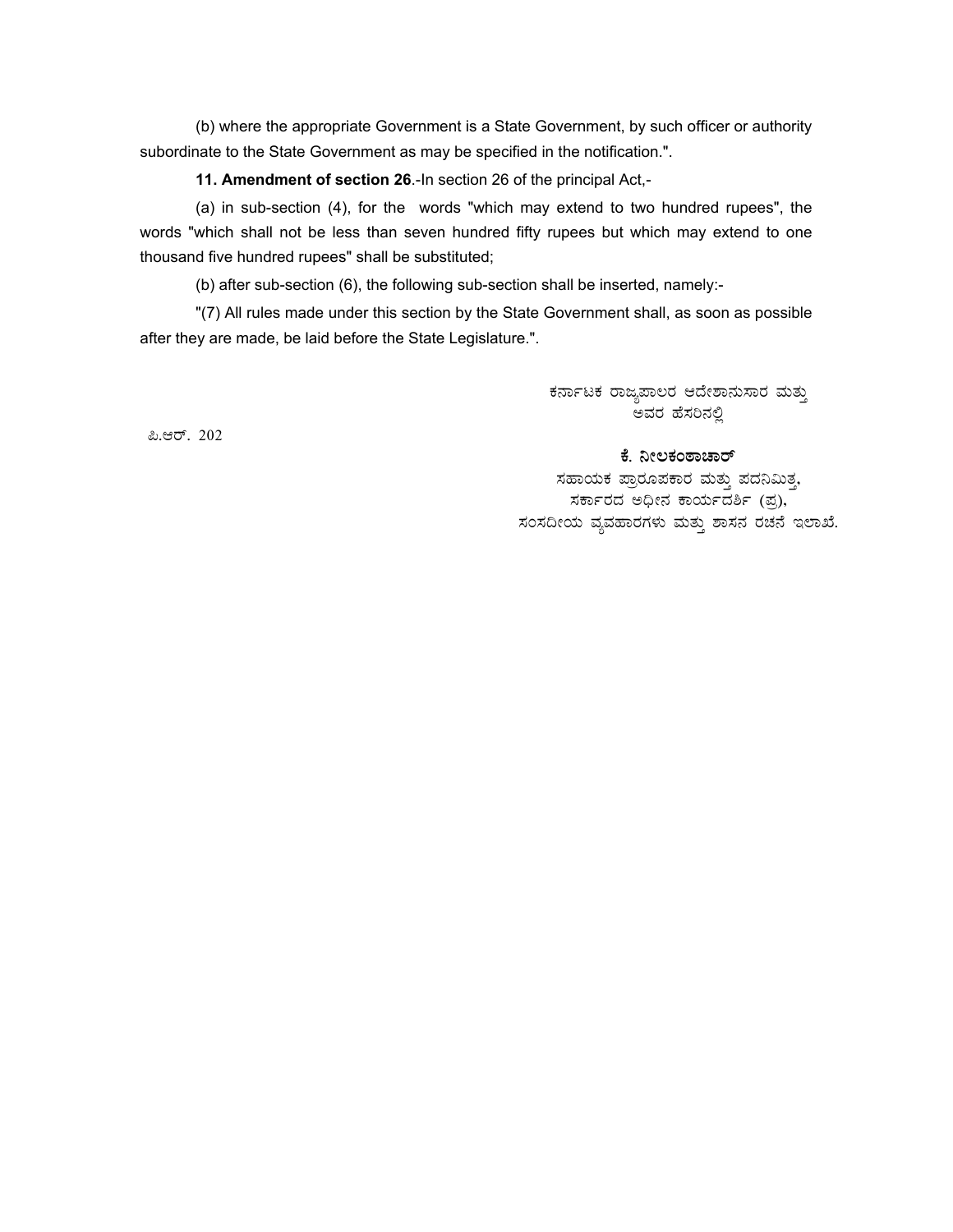(b) where the appropriate Government is a State Government, by such officer or authority subordinate to the State Government as may be specified in the notification.".

**11. Amendment of section 26**.-In section 26 of the principal Act,-

(a) in sub-section (4), for the words "which may extend to two hundred rupees", the words "which shall not be less than seven hundred fifty rupees but which may extend to one thousand five hundred rupees" shall be substituted;

(b) after sub-section (6), the following sub-section shall be inserted, namely:-

"(7) All rules made under this section by the State Government shall, as soon as possible after they are made, be laid before the State Legislature.".

ಕರ್ನಾಟಕ ರಾಜ್ಯಪಾಲರ ಆದೇಶಾನುಸಾರ ಮತ್ತು
ಅವರ ಹೆಸರಿನಲ್ಲಿ

ಪಿ.ಆರ್. 202

**ಕೆ. ನೀಲಕಂಠಾಚಾರ್**

ಸಹಾಯಕ ಪ್ರಾರೂಪಕಾರ ಮತ್ತು ಪದನಿಮಿತ್ತ,
ಸರ್ಕಾರದ ಅಧೀನ ಕಾರ್ಯದರ್ಶಿ (ಪ್ರ),
ಸಂಸದೀಯ ವ್ಯವಹಾರಗಳು ಮತ್ತು ಶಾಸನ ರಚನೆ ಇಲಾಖೆ.